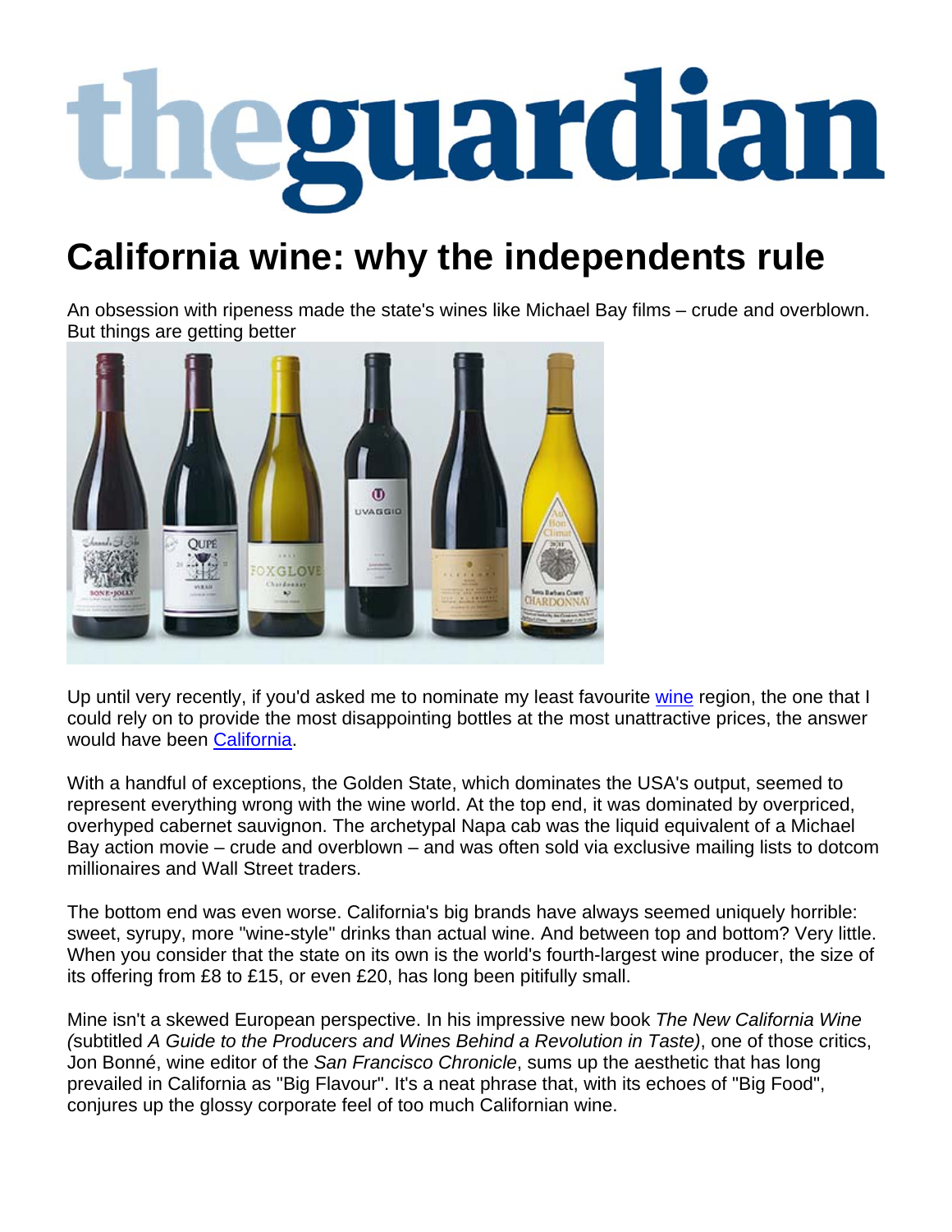# California wine: why the independents rule

An obsession with ripeness made the state's wines like Michael Bay films – crude and overblown. But things are getting better

Up until very recently, if you'd asked me to nominate my least favourite wine region, the one that I could rely on to provide the most disappointing bottles at the most unattractive prices, the answer would have been California.

With a handful of exceptions, the Golden State, which dominates the USA's output, seemed to represent everything wrong with the wine world. At the top end, it was dominated by overpriced, overhyped cabernet sauvignon. The archetypal Napa cab was the liquid equivalent of a Michael Bay action movie – crude and overblown – and was often sold via exclusive mailing lists to dotcom millionaires and Wall Street traders.

The bottom end was even worse. California's big brands have always seemed uniquely horrible: sweet, syrupy, more "wine-style" drinks than actual wine. And between top and bottom? Very little. When you consider that the state on its own is the world's fourth-largest wine producer, the size of its offering from £8 to £15, or even £20, has long been pitifully small.

Mine isn't a skewed European perspective. In his impressive new book *The New California Wine (*subtitled *A Guide to the Producers and Wines Behind a Revolution in Taste)*, one of those critics, Jon Bonné, wine editor of the *San Francisco Chronicle*, sums up the aesthetic that has long prevailed in California as "Big Flavour". It's a neat phrase that, with its echoes of "Big Food", conjures up the glossy corporate feel of too much Californian wine.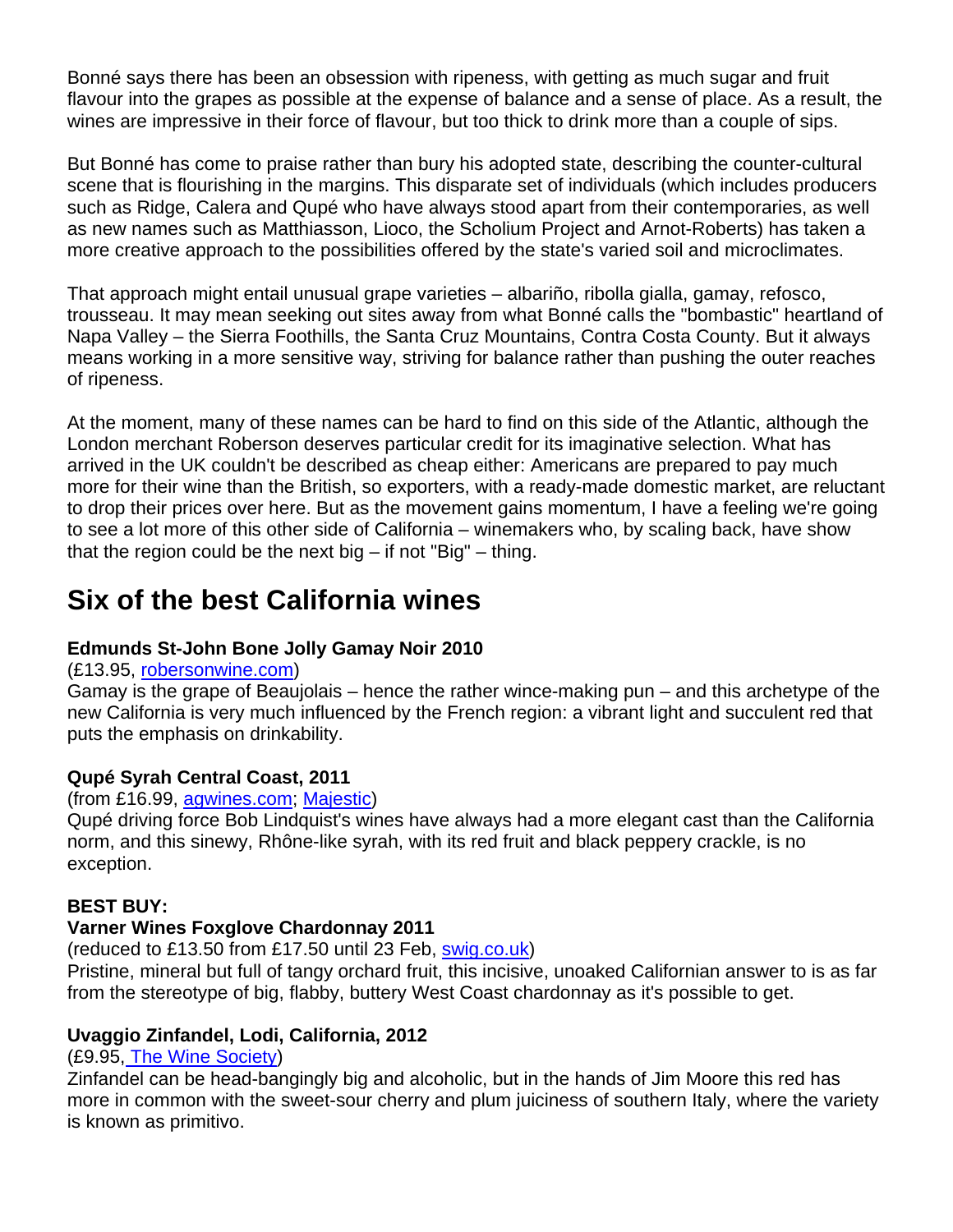Bonné says there has been an obsession with ripeness, with getting as much sugar and fruit flavour into the grapes as possible at the expense of balance and a sense of place. As a result, the wines are impressive in their force of flavour, but too thick to drink more than a couple of sips.

But Bonné has come to praise rather than bury his adopted state, describing the counter-cultural scene that is flourishing in the margins. This disparate set of individuals (which includes producers such as Ridge, Calera and Qupé who have always stood apart from their contemporaries, as well as new names such as Matthiasson, Lioco, the Scholium Project and Arnot-Roberts) has taken a more creative approach to the possibilities offered by the state's varied soil and microclimates.

That approach might entail unusual grape varieties – albariño, ribolla gialla, gamay, refosco, trousseau. It may mean seeking out sites away from what Bonné calls the "bombastic" heartland of Napa Valley – the Sierra Foothills, the Santa Cruz Mountains, Contra Costa County. But it always means working in a more sensitive way, striving for balance rather than pushing the outer reaches of ripeness.

At the moment, many of these names can be hard to find on this side of the Atlantic, although the London merchant Roberson deserves particular credit for its imaginative selection. What has arrived in the UK couldn't be described as cheap either: Americans are prepared to pay much more for their wine than the British, so exporters, with a ready-made domestic market, are reluctant to drop their prices over here. But as the movement gains momentum, I have a feeling we're going to see a lot more of this other side of California – winemakers who, by scaling back, have show that the region could be the next big – if not "Big" – thing.

## Six of the best California wines

**Edmunds St-John Bone Jolly Gamay Noir 2010**
(£13.95, robersonwine.com)
Gamay is the grape of Beaujolais – hence the rather wince-making pun – and this archetype of the new California is very much influenced by the French region: a vibrant light and succulent red that puts the emphasis on drinkability.

**Qupé Syrah Central Coast, 2011**
(from £16.99, agwines.com; Majestic)
Qupé driving force Bob Lindquist's wines have always had a more elegant cast than the California norm, and this sinewy, Rhône-like syrah, with its red fruit and black peppery crackle, is no exception.

**BEST BUY:**
**Varner Wines Foxglove Chardonnay 2011**
(reduced to £13.50 from £17.50 until 23 Feb, swig.co.uk)
Pristine, mineral but full of tangy orchard fruit, this incisive, unoaked Californian answer to is as far from the stereotype of big, flabby, buttery West Coast chardonnay as it's possible to get.

**Uvaggio Zinfandel, Lodi, California, 2012**
(£9.95, The Wine Society)
Zinfandel can be head-bangingly big and alcoholic, but in the hands of Jim Moore this red has more in common with the sweet-sour cherry and plum juiciness of southern Italy, where the variety is known as primitivo.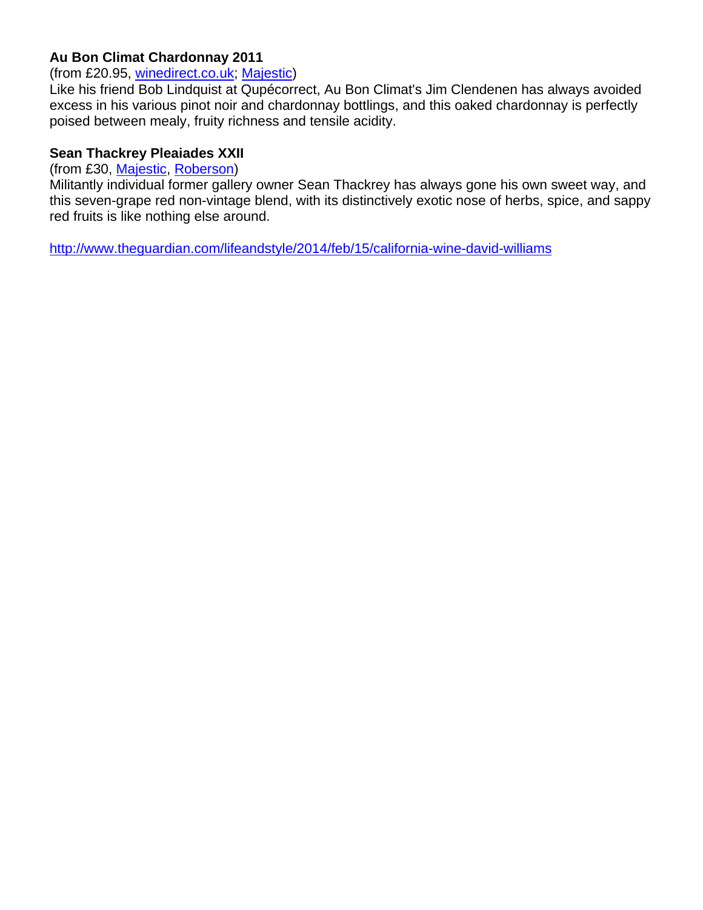**Au Bon Climat Chardonnay 2011**

(from £20.95, winedirect.co.uk; Majestic)

Like his friend Bob Lindquist at Qupécorrect, Au Bon Climat's Jim Clendenen has always avoided excess in his various pinot noir and chardonnay bottlings, and this oaked chardonnay is perfectly poised between mealy, fruity richness and tensile acidity.

**Sean Thackrey Pleaiades XXII**

(from £30, Majestic, Roberson)

Militantly individual former gallery owner Sean Thackrey has always gone his own sweet way, and this seven-grape red non-vintage blend, with its distinctively exotic nose of herbs, spice, and sappy red fruits is like nothing else around.

http://www.theguardian.com/lifeandstyle/2014/feb/15/california-wine-david-williams